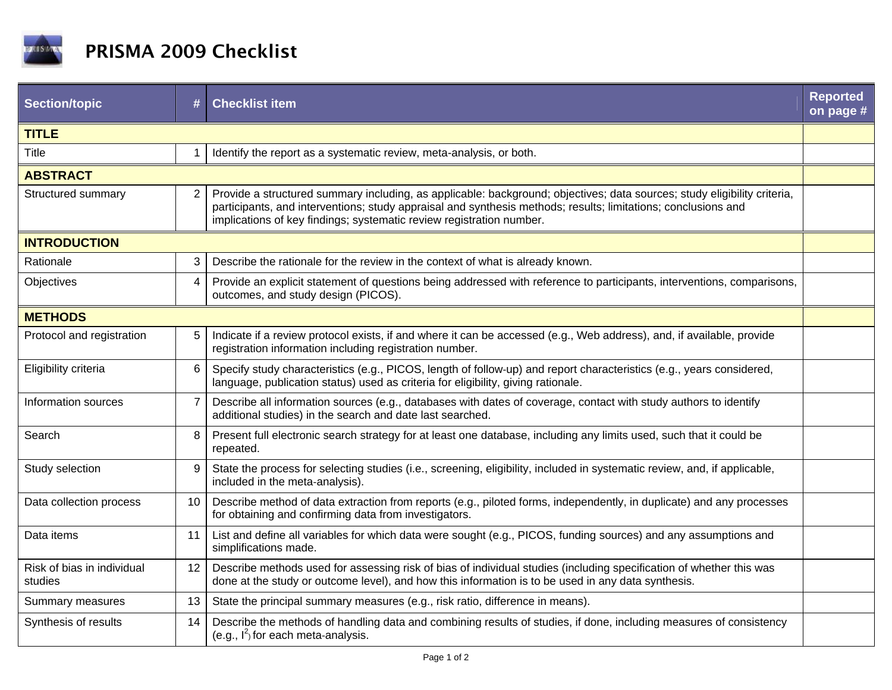# PRISMA 2009 Checklist

| Section/topic | # | Checklist item | Reported on page # |
|---|---|---|---|
| **TITLE** | | | |
| Title | 1 | Identify the report as a systematic review, meta-analysis, or both. | |
| **ABSTRACT** | | | |
| Structured summary | 2 | Provide a structured summary including, as applicable: background; objectives; data sources; study eligibility criteria, participants, and interventions; study appraisal and synthesis methods; results; limitations; conclusions and implications of key findings; systematic review registration number. | |
| **INTRODUCTION** | | | |
| Rationale | 3 | Describe the rationale for the review in the context of what is already known. | |
| Objectives | 4 | Provide an explicit statement of questions being addressed with reference to participants, interventions, comparisons, outcomes, and study design (PICOS). | |
| **METHODS** | | | |
| Protocol and registration | 5 | Indicate if a review protocol exists, if and where it can be accessed (e.g., Web address), and, if available, provide registration information including registration number. | |
| Eligibility criteria | 6 | Specify study characteristics (e.g., PICOS, length of follow-up) and report characteristics (e.g., years considered, language, publication status) used as criteria for eligibility, giving rationale. | |
| Information sources | 7 | Describe all information sources (e.g., databases with dates of coverage, contact with study authors to identify additional studies) in the search and date last searched. | |
| Search | 8 | Present full electronic search strategy for at least one database, including any limits used, such that it could be repeated. | |
| Study selection | 9 | State the process for selecting studies (i.e., screening, eligibility, included in systematic review, and, if applicable, included in the meta-analysis). | |
| Data collection process | 10 | Describe method of data extraction from reports (e.g., piloted forms, independently, in duplicate) and any processes for obtaining and confirming data from investigators. | |
| Data items | 11 | List and define all variables for which data were sought (e.g., PICOS, funding sources) and any assumptions and simplifications made. | |
| Risk of bias in individual studies | 12 | Describe methods used for assessing risk of bias of individual studies (including specification of whether this was done at the study or outcome level), and how this information is to be used in any data synthesis. | |
| Summary measures | 13 | State the principal summary measures (e.g., risk ratio, difference in means). | |
| Synthesis of results | 14 | Describe the methods of handling data and combining results of studies, if done, including measures of consistency (e.g., $I^2$) for each meta-analysis. | |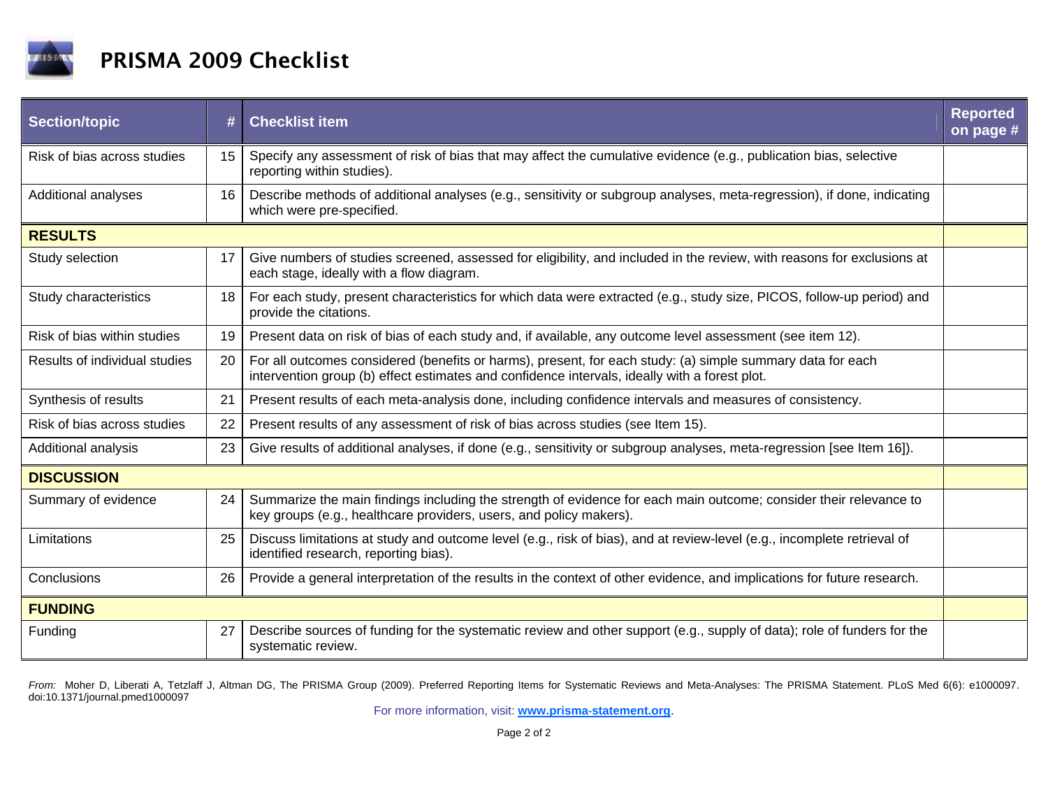# PRISMA 2009 Checklist

| Section/topic | # | Checklist item | Reported on page # |
|---|---|---|---|
| Risk of bias across studies | 15 | Specify any assessment of risk of bias that may affect the cumulative evidence (e.g., publication bias, selective reporting within studies). | |
| Additional analyses | 16 | Describe methods of additional analyses (e.g., sensitivity or subgroup analyses, meta-regression), if done, indicating which were pre-specified. | |
| **RESULTS** | | | |
| Study selection | 17 | Give numbers of studies screened, assessed for eligibility, and included in the review, with reasons for exclusions at each stage, ideally with a flow diagram. | |
| Study characteristics | 18 | For each study, present characteristics for which data were extracted (e.g., study size, PICOS, follow-up period) and provide the citations. | |
| Risk of bias within studies | 19 | Present data on risk of bias of each study and, if available, any outcome level assessment (see item 12). | |
| Results of individual studies | 20 | For all outcomes considered (benefits or harms), present, for each study: (a) simple summary data for each intervention group (b) effect estimates and confidence intervals, ideally with a forest plot. | |
| Synthesis of results | 21 | Present results of each meta-analysis done, including confidence intervals and measures of consistency. | |
| Risk of bias across studies | 22 | Present results of any assessment of risk of bias across studies (see Item 15). | |
| Additional analysis | 23 | Give results of additional analyses, if done (e.g., sensitivity or subgroup analyses, meta-regression [see Item 16]). | |
| **DISCUSSION** | | | |
| Summary of evidence | 24 | Summarize the main findings including the strength of evidence for each main outcome; consider their relevance to key groups (e.g., healthcare providers, users, and policy makers). | |
| Limitations | 25 | Discuss limitations at study and outcome level (e.g., risk of bias), and at review-level (e.g., incomplete retrieval of identified research, reporting bias). | |
| Conclusions | 26 | Provide a general interpretation of the results in the context of other evidence, and implications for future research. | |
| **FUNDING** | | | |
| Funding | 27 | Describe sources of funding for the systematic review and other support (e.g., supply of data); role of funders for the systematic review. | |

*From:* Moher D, Liberati A, Tetzlaff J, Altman DG, The PRISMA Group (2009). Preferred Reporting Items for Systematic Reviews and Meta-Analyses: The PRISMA Statement. PLoS Med 6(6): e1000097. doi:10.1371/journal.pmed1000097

For more information, visit: **www.prisma-statement.org**.